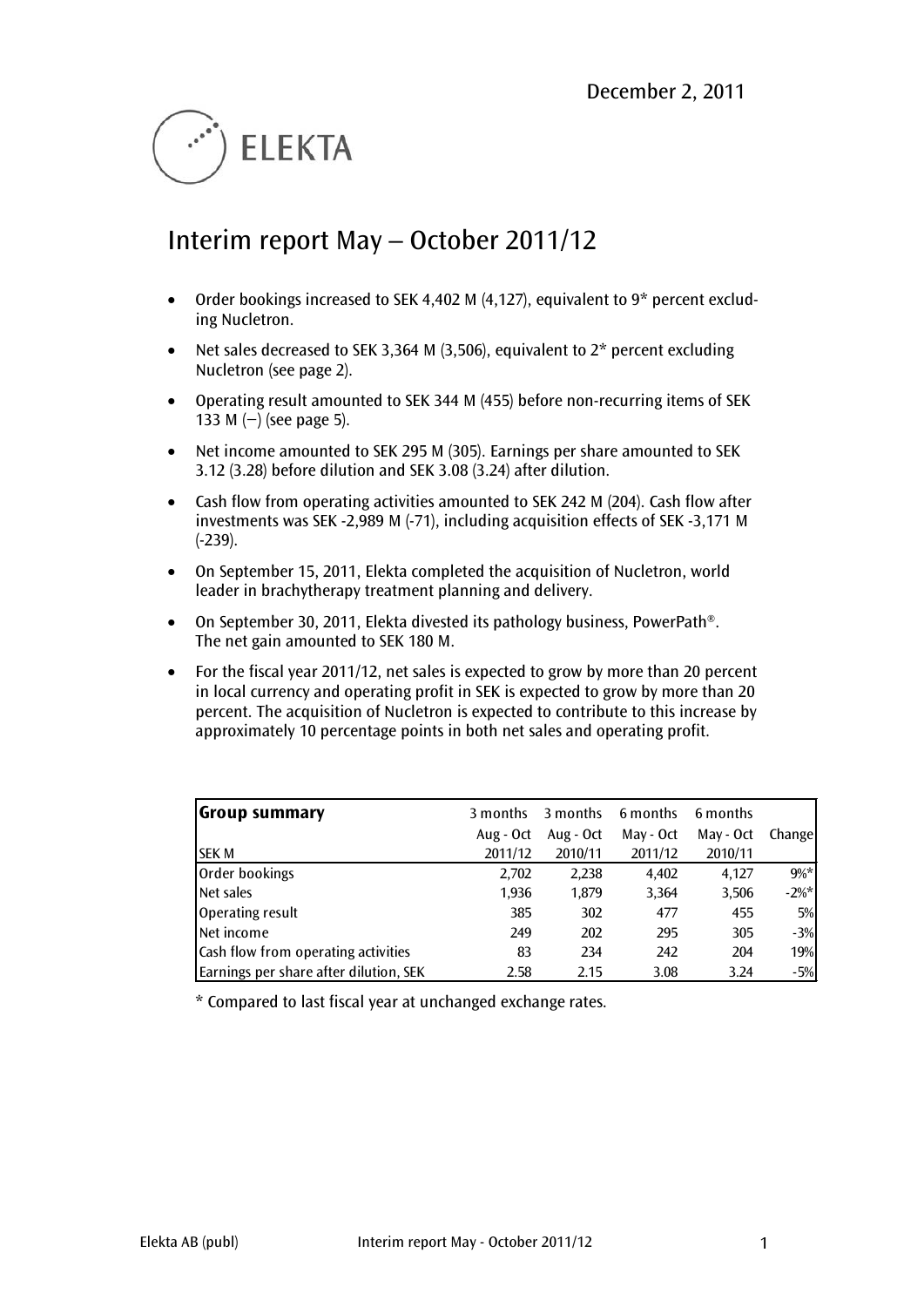December 2, 2011

ELEKTA

# Interim report May – October 2011/12

- Order bookings increased to SEK 4,402 M (4,127), equivalent to 9* percent excluding Nucletron.
- Net sales decreased to SEK 3,364 M (3,506), equivalent to 2* percent excluding Nucletron (see page 2).
- Operating result amounted to SEK 344 M (455) before non-recurring items of SEK 133 M (–) (see page 5).
- Net income amounted to SEK 295 M (305). Earnings per share amounted to SEK 3.12 (3.28) before dilution and SEK 3.08 (3.24) after dilution.
- Cash flow from operating activities amounted to SEK 242 M (204). Cash flow after investments was SEK -2,989 M (-71), including acquisition effects of SEK -3,171 M (-239).
- On September 15, 2011, Elekta completed the acquisition of Nucletron, world leader in brachytherapy treatment planning and delivery.
- On September 30, 2011, Elekta divested its pathology business, PowerPath®. The net gain amounted to SEK 180 M.
- For the fiscal year 2011/12, net sales is expected to grow by more than 20 percent in local currency and operating profit in SEK is expected to grow by more than 20 percent. The acquisition of Nucletron is expected to contribute to this increase by approximately 10 percentage points in both net sales and operating profit.

| **Group summary** | 3 months | 3 months | 6 months | 6 months | |
|---|---|---|---|---|---|
| | Aug - Oct | Aug - Oct | May - Oct | May - Oct | Change |
| SEK M | 2011/12 | 2010/11 | 2011/12 | 2010/11 | |
| Order bookings | 2,702 | 2,238 | 4,402 | 4,127 | 9%* |
| Net sales | 1,936 | 1,879 | 3,364 | 3,506 | -2%* |
| Operating result | 385 | 302 | 477 | 455 | 5% |
| Net income | 249 | 202 | 295 | 305 | -3% |
| Cash flow from operating activities | 83 | 234 | 242 | 204 | 19% |
| Earnings per share after dilution, SEK | 2.58 | 2.15 | 3.08 | 3.24 | -5% |

\* Compared to last fiscal year at unchanged exchange rates.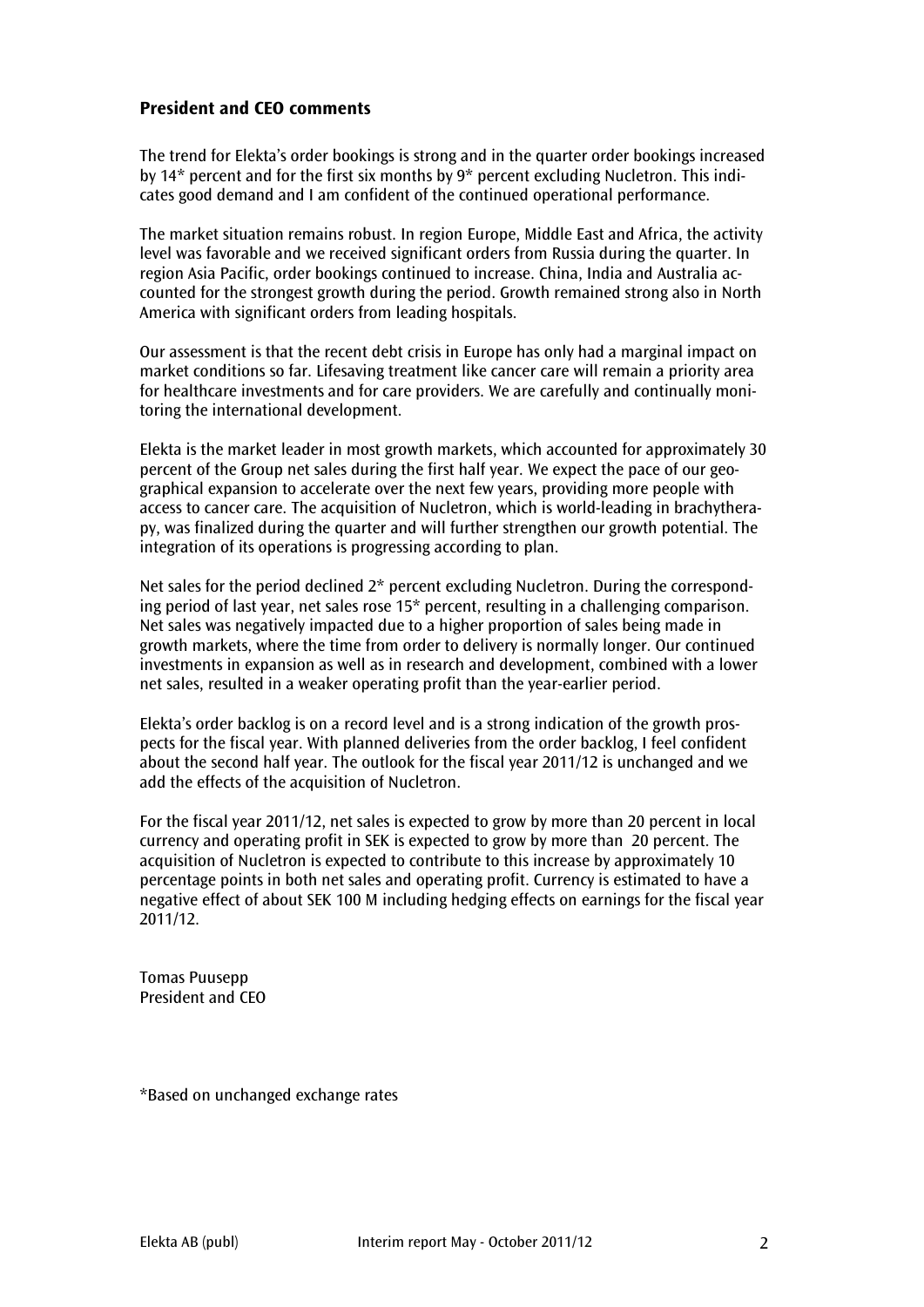## President and CEO comments

The trend for Elekta's order bookings is strong and in the quarter order bookings increased by 14* percent and for the first six months by 9* percent excluding Nucletron. This indicates good demand and I am confident of the continued operational performance.

The market situation remains robust. In region Europe, Middle East and Africa, the activity level was favorable and we received significant orders from Russia during the quarter. In region Asia Pacific, order bookings continued to increase. China, India and Australia accounted for the strongest growth during the period. Growth remained strong also in North America with significant orders from leading hospitals.

Our assessment is that the recent debt crisis in Europe has only had a marginal impact on market conditions so far. Lifesaving treatment like cancer care will remain a priority area for healthcare investments and for care providers. We are carefully and continually monitoring the international development.

Elekta is the market leader in most growth markets, which accounted for approximately 30 percent of the Group net sales during the first half year. We expect the pace of our geographical expansion to accelerate over the next few years, providing more people with access to cancer care. The acquisition of Nucletron, which is world-leading in brachytherapy, was finalized during the quarter and will further strengthen our growth potential. The integration of its operations is progressing according to plan.

Net sales for the period declined 2* percent excluding Nucletron. During the corresponding period of last year, net sales rose 15* percent, resulting in a challenging comparison. Net sales was negatively impacted due to a higher proportion of sales being made in growth markets, where the time from order to delivery is normally longer. Our continued investments in expansion as well as in research and development, combined with a lower net sales, resulted in a weaker operating profit than the year-earlier period.

Elekta's order backlog is on a record level and is a strong indication of the growth prospects for the fiscal year. With planned deliveries from the order backlog, I feel confident about the second half year. The outlook for the fiscal year 2011/12 is unchanged and we add the effects of the acquisition of Nucletron.

For the fiscal year 2011/12, net sales is expected to grow by more than 20 percent in local currency and operating profit in SEK is expected to grow by more than 20 percent. The acquisition of Nucletron is expected to contribute to this increase by approximately 10 percentage points in both net sales and operating profit. Currency is estimated to have a negative effect of about SEK 100 M including hedging effects on earnings for the fiscal year 2011/12.

Tomas Puusepp
President and CEO

*Based on unchanged exchange rates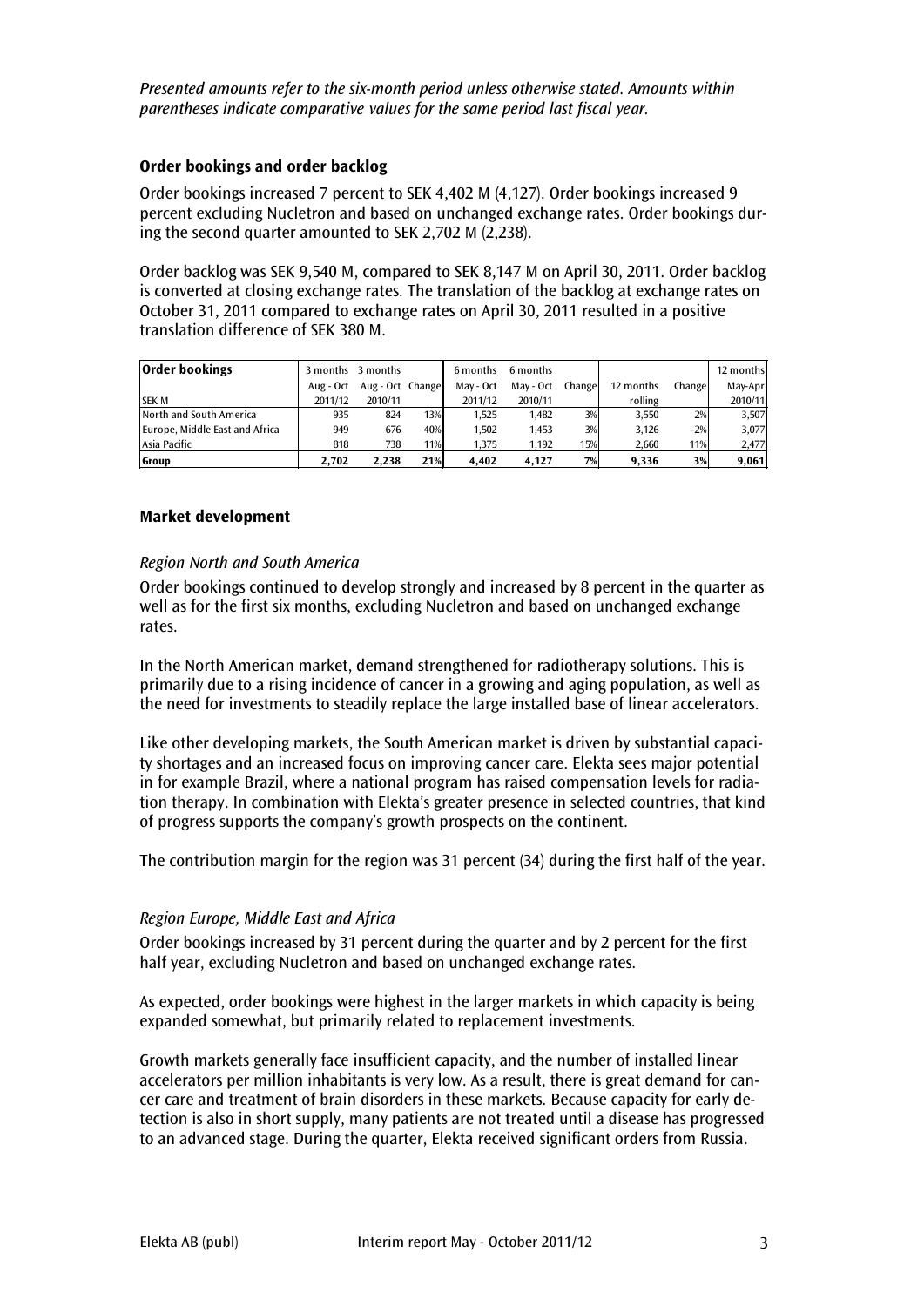*Presented amounts refer to the six-month period unless otherwise stated. Amounts within parentheses indicate comparative values for the same period last fiscal year.*

**Order bookings and order backlog**

Order bookings increased 7 percent to SEK 4,402 M (4,127). Order bookings increased 9 percent excluding Nucletron and based on unchanged exchange rates. Order bookings during the second quarter amounted to SEK 2,702 M (2,238).

Order backlog was SEK 9,540 M, compared to SEK 8,147 M on April 30, 2011. Order backlog is converted at closing exchange rates. The translation of the backlog at exchange rates on October 31, 2011 compared to exchange rates on April 30, 2011 resulted in a positive translation difference of SEK 380 M.

| **Order bookings** | 3 months | 3 months | | 6 months | 6 months | | | | 12 months |
|---|---|---|---|---|---|---|---|---|---|
| | Aug - Oct | Aug - Oct | Change | May - Oct | May - Oct | Change | 12 months | Change | May-Apr |
| SEK M | 2011/12 | 2010/11 | | 2011/12 | 2010/11 | | rolling | | 2010/11 |
| North and South America | 935 | 824 | 13% | 1,525 | 1,482 | 3% | 3,550 | 2% | 3,507 |
| Europe, Middle East and Africa | 949 | 676 | 40% | 1,502 | 1,453 | 3% | 3,126 | -2% | 3,077 |
| Asia Pacific | 818 | 738 | 11% | 1,375 | 1,192 | 15% | 2,660 | 11% | 2,477 |
| **Group** | **2,702** | **2,238** | **21%** | **4,402** | **4,127** | **7%** | **9,336** | **3%** | **9,061** |

**Market development**

*Region North and South America*

Order bookings continued to develop strongly and increased by 8 percent in the quarter as well as for the first six months, excluding Nucletron and based on unchanged exchange rates.

In the North American market, demand strengthened for radiotherapy solutions. This is primarily due to a rising incidence of cancer in a growing and aging population, as well as the need for investments to steadily replace the large installed base of linear accelerators.

Like other developing markets, the South American market is driven by substantial capacity shortages and an increased focus on improving cancer care. Elekta sees major potential in for example Brazil, where a national program has raised compensation levels for radiation therapy. In combination with Elekta's greater presence in selected countries, that kind of progress supports the company's growth prospects on the continent.

The contribution margin for the region was 31 percent (34) during the first half of the year.

*Region Europe, Middle East and Africa*

Order bookings increased by 31 percent during the quarter and by 2 percent for the first half year, excluding Nucletron and based on unchanged exchange rates.

As expected, order bookings were highest in the larger markets in which capacity is being expanded somewhat, but primarily related to replacement investments.

Growth markets generally face insufficient capacity, and the number of installed linear accelerators per million inhabitants is very low. As a result, there is great demand for cancer care and treatment of brain disorders in these markets. Because capacity for early detection is also in short supply, many patients are not treated until a disease has progressed to an advanced stage. During the quarter, Elekta received significant orders from Russia.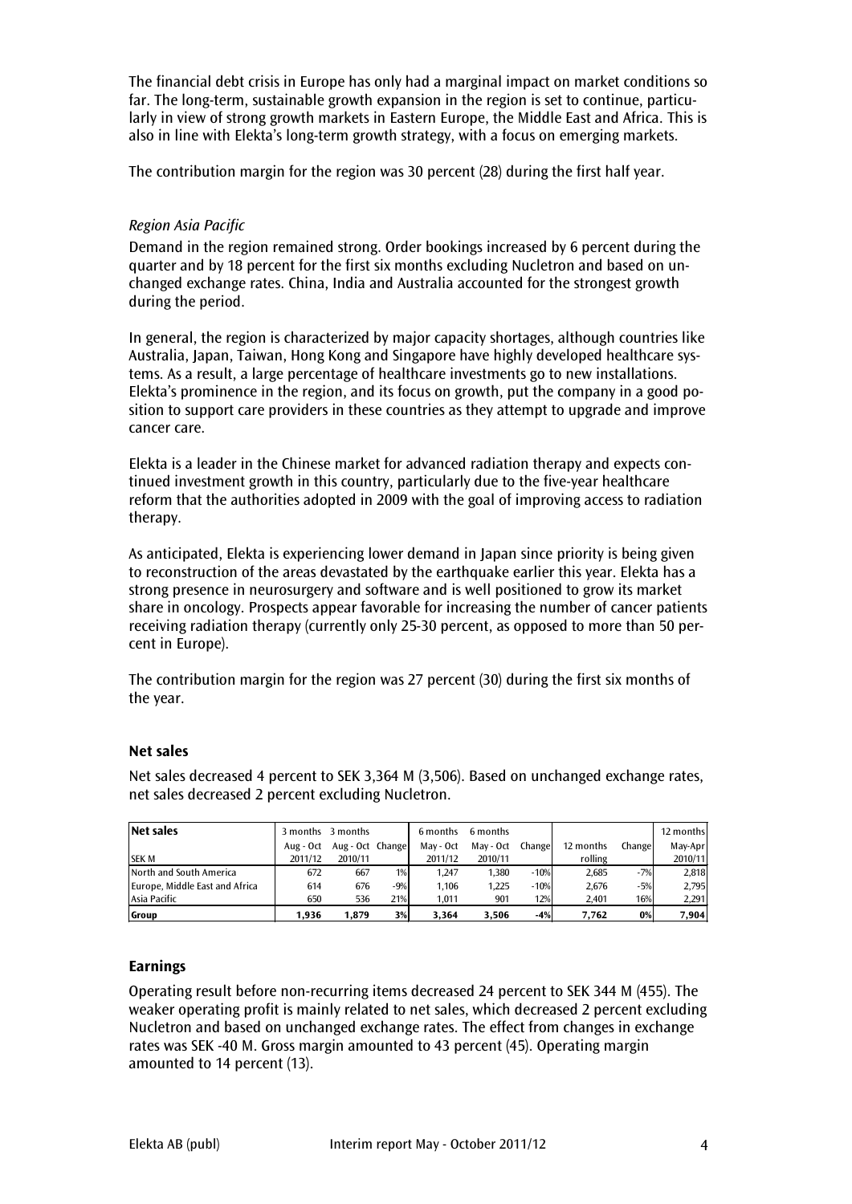The financial debt crisis in Europe has only had a marginal impact on market conditions so far. The long-term, sustainable growth expansion in the region is set to continue, particularly in view of strong growth markets in Eastern Europe, the Middle East and Africa. This is also in line with Elekta's long-term growth strategy, with a focus on emerging markets.

The contribution margin for the region was 30 percent (28) during the first half year.

*Region Asia Pacific*

Demand in the region remained strong. Order bookings increased by 6 percent during the quarter and by 18 percent for the first six months excluding Nucletron and based on unchanged exchange rates. China, India and Australia accounted for the strongest growth during the period.

In general, the region is characterized by major capacity shortages, although countries like Australia, Japan, Taiwan, Hong Kong and Singapore have highly developed healthcare systems. As a result, a large percentage of healthcare investments go to new installations. Elekta's prominence in the region, and its focus on growth, put the company in a good position to support care providers in these countries as they attempt to upgrade and improve cancer care.

Elekta is a leader in the Chinese market for advanced radiation therapy and expects continued investment growth in this country, particularly due to the five-year healthcare reform that the authorities adopted in 2009 with the goal of improving access to radiation therapy.

As anticipated, Elekta is experiencing lower demand in Japan since priority is being given to reconstruction of the areas devastated by the earthquake earlier this year. Elekta has a strong presence in neurosurgery and software and is well positioned to grow its market share in oncology. Prospects appear favorable for increasing the number of cancer patients receiving radiation therapy (currently only 25-30 percent, as opposed to more than 50 percent in Europe).

The contribution margin for the region was 27 percent (30) during the first six months of the year.

## Net sales

Net sales decreased 4 percent to SEK 3,364 M (3,506). Based on unchanged exchange rates, net sales decreased 2 percent excluding Nucletron.

| Net sales | 3 months | 3 months | | 6 months | 6 months | | | | 12 months |
|---|---|---|---|---|---|---|---|---|---|
| | Aug - Oct | Aug - Oct | Change | May - Oct | May - Oct | Change | 12 months | Change | May-Apr |
| SEK M | 2011/12 | 2010/11 | | 2011/12 | 2010/11 | | rolling | | 2010/11 |
| North and South America | 672 | 667 | 1% | 1,247 | 1,380 | -10% | 2,685 | -7% | 2,818 |
| Europe, Middle East and Africa | 614 | 676 | -9% | 1,106 | 1,225 | -10% | 2,676 | -5% | 2,795 |
| Asia Pacific | 650 | 536 | 21% | 1,011 | 901 | 12% | 2,401 | 16% | 2,291 |
| **Group** | **1,936** | **1,879** | **3%** | **3,364** | **3,506** | **-4%** | **7,762** | **0%** | **7,904** |

## Earnings

Operating result before non-recurring items decreased 24 percent to SEK 344 M (455). The weaker operating profit is mainly related to net sales, which decreased 2 percent excluding Nucletron and based on unchanged exchange rates. The effect from changes in exchange rates was SEK -40 M. Gross margin amounted to 43 percent (45). Operating margin amounted to 14 percent (13).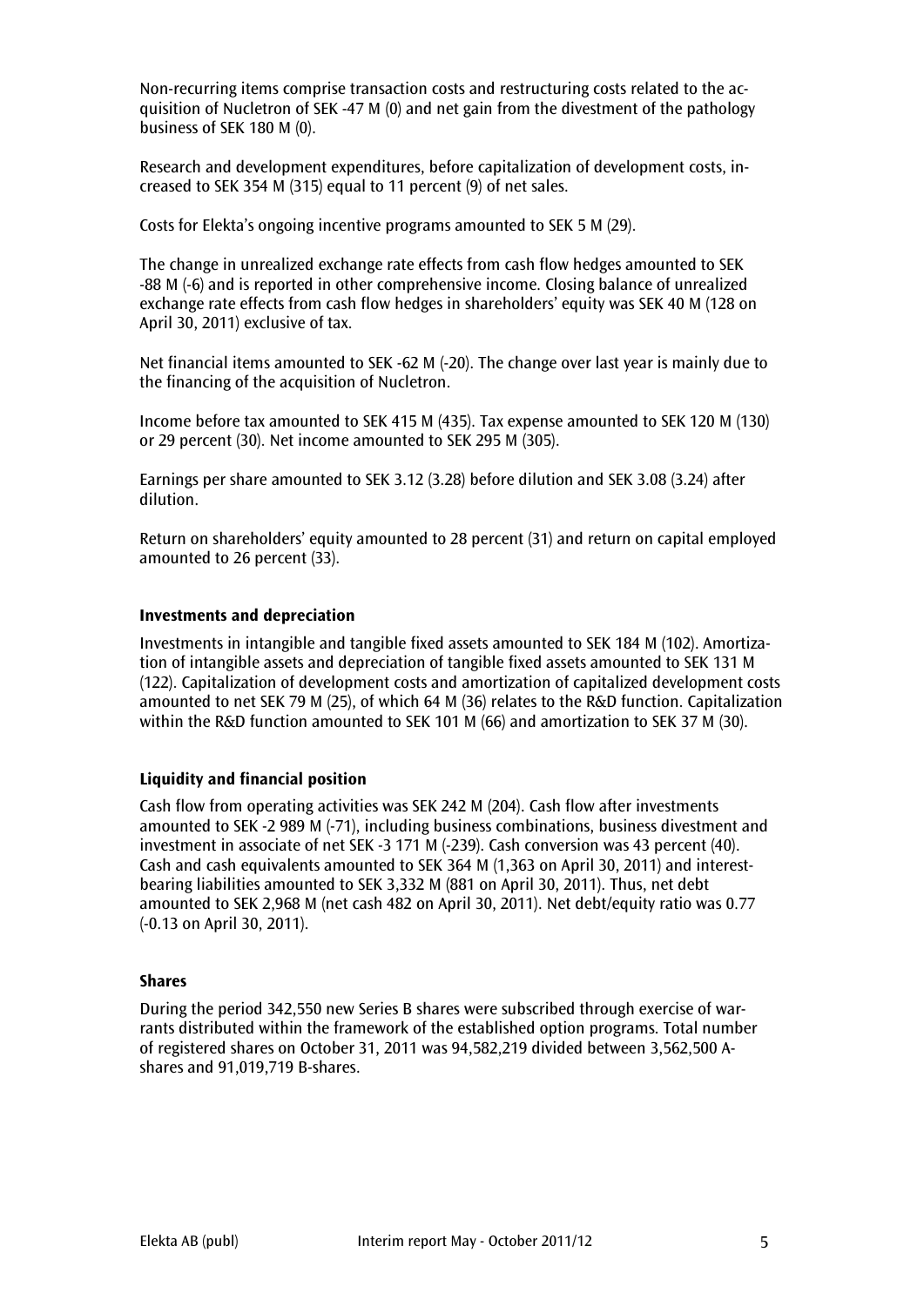Non-recurring items comprise transaction costs and restructuring costs related to the acquisition of Nucletron of SEK -47 M (0) and net gain from the divestment of the pathology business of SEK 180 M (0).

Research and development expenditures, before capitalization of development costs, increased to SEK 354 M (315) equal to 11 percent (9) of net sales.

Costs for Elekta's ongoing incentive programs amounted to SEK 5 M (29).

The change in unrealized exchange rate effects from cash flow hedges amounted to SEK -88 M (-6) and is reported in other comprehensive income. Closing balance of unrealized exchange rate effects from cash flow hedges in shareholders' equity was SEK 40 M (128 on April 30, 2011) exclusive of tax.

Net financial items amounted to SEK -62 M (-20). The change over last year is mainly due to the financing of the acquisition of Nucletron.

Income before tax amounted to SEK 415 M (435). Tax expense amounted to SEK 120 M (130) or 29 percent (30). Net income amounted to SEK 295 M (305).

Earnings per share amounted to SEK 3.12 (3.28) before dilution and SEK 3.08 (3.24) after dilution.

Return on shareholders' equity amounted to 28 percent (31) and return on capital employed amounted to 26 percent (33).

**Investments and depreciation**

Investments in intangible and tangible fixed assets amounted to SEK 184 M (102). Amortization of intangible assets and depreciation of tangible fixed assets amounted to SEK 131 M (122). Capitalization of development costs and amortization of capitalized development costs amounted to net SEK 79 M (25), of which 64 M (36) relates to the R&D function. Capitalization within the R&D function amounted to SEK 101 M (66) and amortization to SEK 37 M (30).

**Liquidity and financial position**

Cash flow from operating activities was SEK 242 M (204). Cash flow after investments amounted to SEK -2 989 M (-71), including business combinations, business divestment and investment in associate of net SEK -3 171 M (-239). Cash conversion was 43 percent (40). Cash and cash equivalents amounted to SEK 364 M (1,363 on April 30, 2011) and interest-bearing liabilities amounted to SEK 3,332 M (881 on April 30, 2011). Thus, net debt amounted to SEK 2,968 M (net cash 482 on April 30, 2011). Net debt/equity ratio was 0.77 (-0.13 on April 30, 2011).

**Shares**

During the period 342,550 new Series B shares were subscribed through exercise of warrants distributed within the framework of the established option programs. Total number of registered shares on October 31, 2011 was 94,582,219 divided between 3,562,500 A-shares and 91,019,719 B-shares.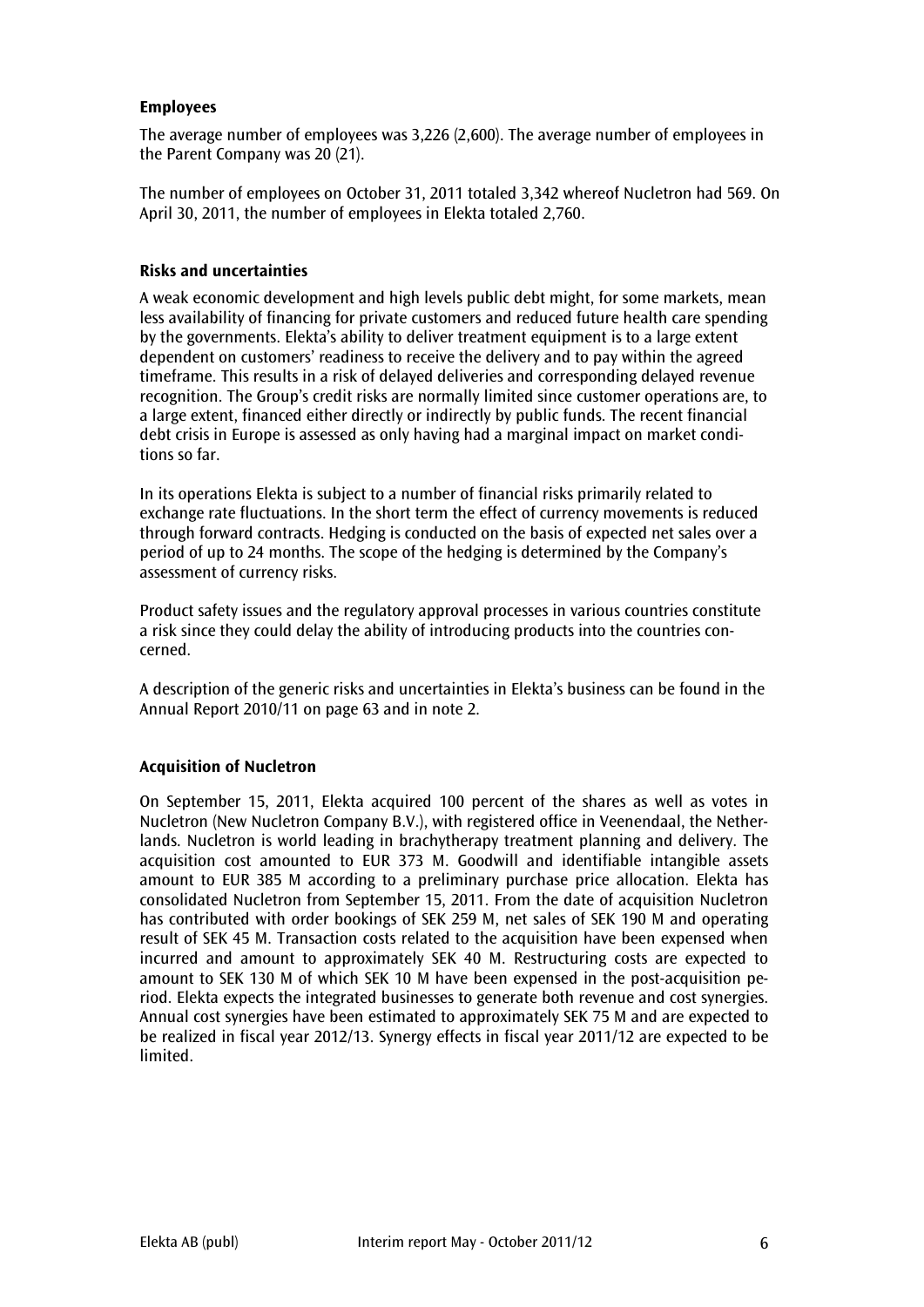**Employees**

The average number of employees was 3,226 (2,600). The average number of employees in the Parent Company was 20 (21).

The number of employees on October 31, 2011 totaled 3,342 whereof Nucletron had 569. On April 30, 2011, the number of employees in Elekta totaled 2,760.

**Risks and uncertainties**

A weak economic development and high levels public debt might, for some markets, mean less availability of financing for private customers and reduced future health care spending by the governments. Elekta's ability to deliver treatment equipment is to a large extent dependent on customers' readiness to receive the delivery and to pay within the agreed timeframe. This results in a risk of delayed deliveries and corresponding delayed revenue recognition. The Group's credit risks are normally limited since customer operations are, to a large extent, financed either directly or indirectly by public funds. The recent financial debt crisis in Europe is assessed as only having had a marginal impact on market conditions so far.

In its operations Elekta is subject to a number of financial risks primarily related to exchange rate fluctuations. In the short term the effect of currency movements is reduced through forward contracts. Hedging is conducted on the basis of expected net sales over a period of up to 24 months. The scope of the hedging is determined by the Company's assessment of currency risks.

Product safety issues and the regulatory approval processes in various countries constitute a risk since they could delay the ability of introducing products into the countries concerned.

A description of the generic risks and uncertainties in Elekta's business can be found in the Annual Report 2010/11 on page 63 and in note 2.

**Acquisition of Nucletron**

On September 15, 2011, Elekta acquired 100 percent of the shares as well as votes in Nucletron (New Nucletron Company B.V.), with registered office in Veenendaal, the Netherlands. Nucletron is world leading in brachytherapy treatment planning and delivery. The acquisition cost amounted to EUR 373 M. Goodwill and identifiable intangible assets amount to EUR 385 M according to a preliminary purchase price allocation. Elekta has consolidated Nucletron from September 15, 2011. From the date of acquisition Nucletron has contributed with order bookings of SEK 259 M, net sales of SEK 190 M and operating result of SEK 45 M. Transaction costs related to the acquisition have been expensed when incurred and amount to approximately SEK 40 M. Restructuring costs are expected to amount to SEK 130 M of which SEK 10 M have been expensed in the post-acquisition period. Elekta expects the integrated businesses to generate both revenue and cost synergies. Annual cost synergies have been estimated to approximately SEK 75 M and are expected to be realized in fiscal year 2012/13. Synergy effects in fiscal year 2011/12 are expected to be limited.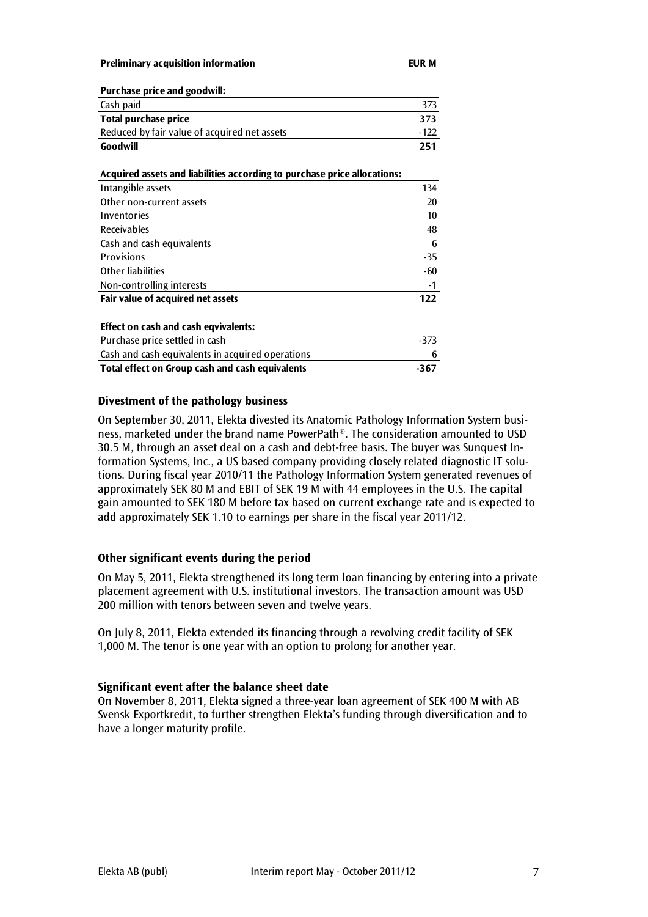| Preliminary acquisition information | EUR M |
|---|---|
| **Purchase price and goodwill:** | |
| Cash paid | 373 |
| **Total purchase price** | **373** |
| Reduced by fair value of acquired net assets | -122 |
| **Goodwill** | **251** |
| | |
| **Acquired assets and liabilities according to purchase price allocations:** | |
| Intangible assets | 134 |
| Other non-current assets | 20 |
| Inventories | 10 |
| Receivables | 48 |
| Cash and cash equivalents | 6 |
| Provisions | -35 |
| Other liabilities | -60 |
| Non-controlling interests | -1 |
| **Fair value of acquired net assets** | **122** |
| | |
| **Effect on cash and cash eqvivalents:** | |
| Purchase price settled in cash | -373 |
| Cash and cash equivalents in acquired operations | 6 |
| **Total effect on Group cash and cash equivalents** | **-367** |

## Divestment of the pathology business

On September 30, 2011, Elekta divested its Anatomic Pathology Information System business, marketed under the brand name PowerPath®. The consideration amounted to USD 30.5 M, through an asset deal on a cash and debt-free basis. The buyer was Sunquest Information Systems, Inc., a US based company providing closely related diagnostic IT solutions. During fiscal year 2010/11 the Pathology Information System generated revenues of approximately SEK 80 M and EBIT of SEK 19 M with 44 employees in the U.S. The capital gain amounted to SEK 180 M before tax based on current exchange rate and is expected to add approximately SEK 1.10 to earnings per share in the fiscal year 2011/12.

## Other significant events during the period

On May 5, 2011, Elekta strengthened its long term loan financing by entering into a private placement agreement with U.S. institutional investors. The transaction amount was USD 200 million with tenors between seven and twelve years.

On July 8, 2011, Elekta extended its financing through a revolving credit facility of SEK 1,000 M. The tenor is one year with an option to prolong for another year.

## Significant event after the balance sheet date

On November 8, 2011, Elekta signed a three-year loan agreement of SEK 400 M with AB Svensk Exportkredit, to further strengthen Elekta's funding through diversification and to have a longer maturity profile.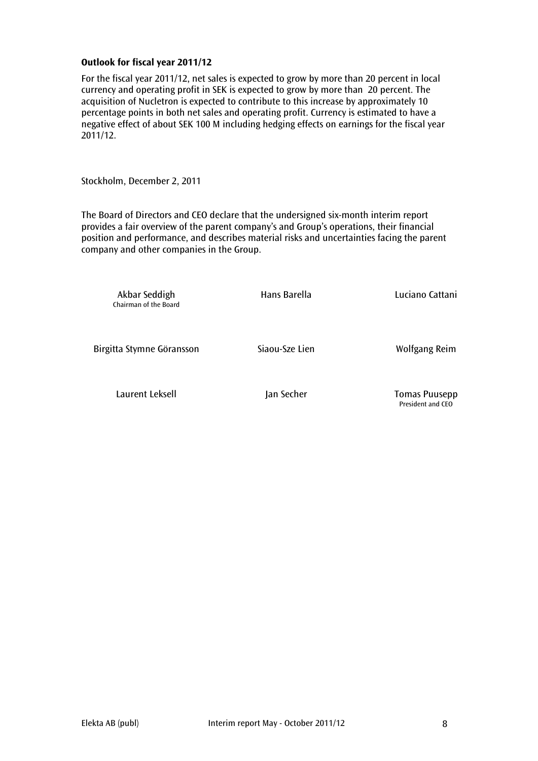**Outlook for fiscal year 2011/12**

For the fiscal year 2011/12, net sales is expected to grow by more than 20 percent in local currency and operating profit in SEK is expected to grow by more than 20 percent. The acquisition of Nucletron is expected to contribute to this increase by approximately 10 percentage points in both net sales and operating profit. Currency is estimated to have a negative effect of about SEK 100 M including hedging effects on earnings for the fiscal year 2011/12.

Stockholm, December 2, 2011

The Board of Directors and CEO declare that the undersigned six-month interim report provides a fair overview of the parent company's and Group's operations, their financial position and performance, and describes material risks and uncertainties facing the parent company and other companies in the Group.

Akbar Seddigh
Chairman of the Board

Hans Barella

Luciano Cattani

Birgitta Stymne Göransson

Siaou-Sze Lien

Wolfgang Reim

Laurent Leksell

Jan Secher

Tomas Puusepp
President and CEO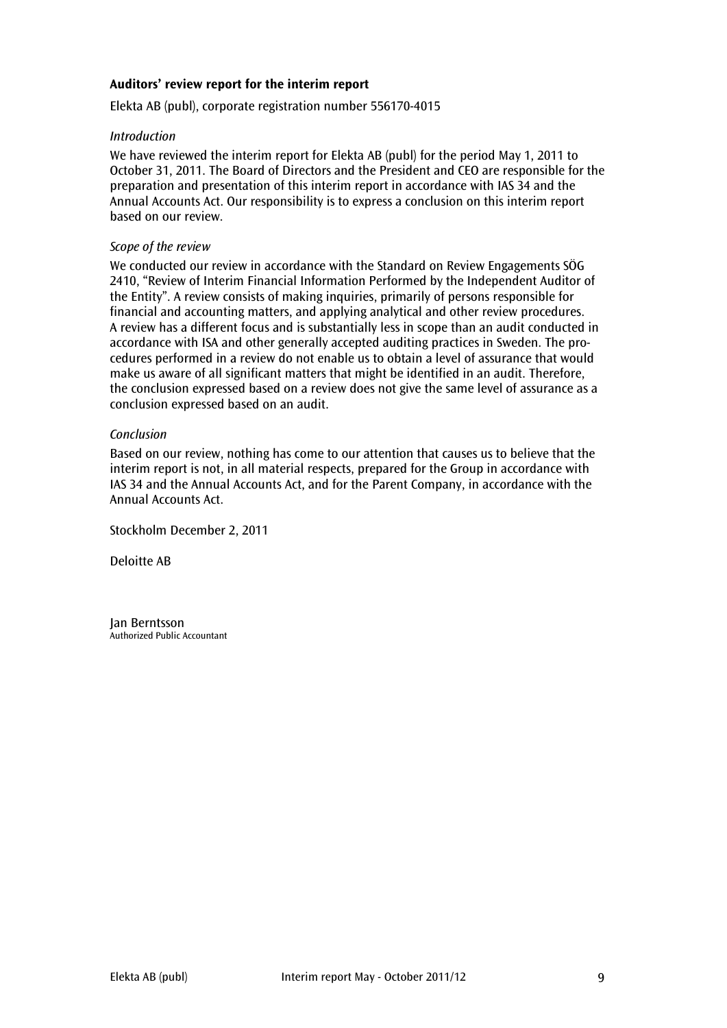**Auditors' review report for the interim report**

Elekta AB (publ), corporate registration number 556170-4015

*Introduction*

We have reviewed the interim report for Elekta AB (publ) for the period May 1, 2011 to October 31, 2011. The Board of Directors and the President and CEO are responsible for the preparation and presentation of this interim report in accordance with IAS 34 and the Annual Accounts Act. Our responsibility is to express a conclusion on this interim report based on our review.

*Scope of the review*

We conducted our review in accordance with the Standard on Review Engagements SÖG 2410, "Review of Interim Financial Information Performed by the Independent Auditor of the Entity". A review consists of making inquiries, primarily of persons responsible for financial and accounting matters, and applying analytical and other review procedures. A review has a different focus and is substantially less in scope than an audit conducted in accordance with ISA and other generally accepted auditing practices in Sweden. The procedures performed in a review do not enable us to obtain a level of assurance that would make us aware of all significant matters that might be identified in an audit. Therefore, the conclusion expressed based on a review does not give the same level of assurance as a conclusion expressed based on an audit.

*Conclusion*

Based on our review, nothing has come to our attention that causes us to believe that the interim report is not, in all material respects, prepared for the Group in accordance with IAS 34 and the Annual Accounts Act, and for the Parent Company, in accordance with the Annual Accounts Act.

Stockholm December 2, 2011

Deloitte AB

Jan Berntsson
Authorized Public Accountant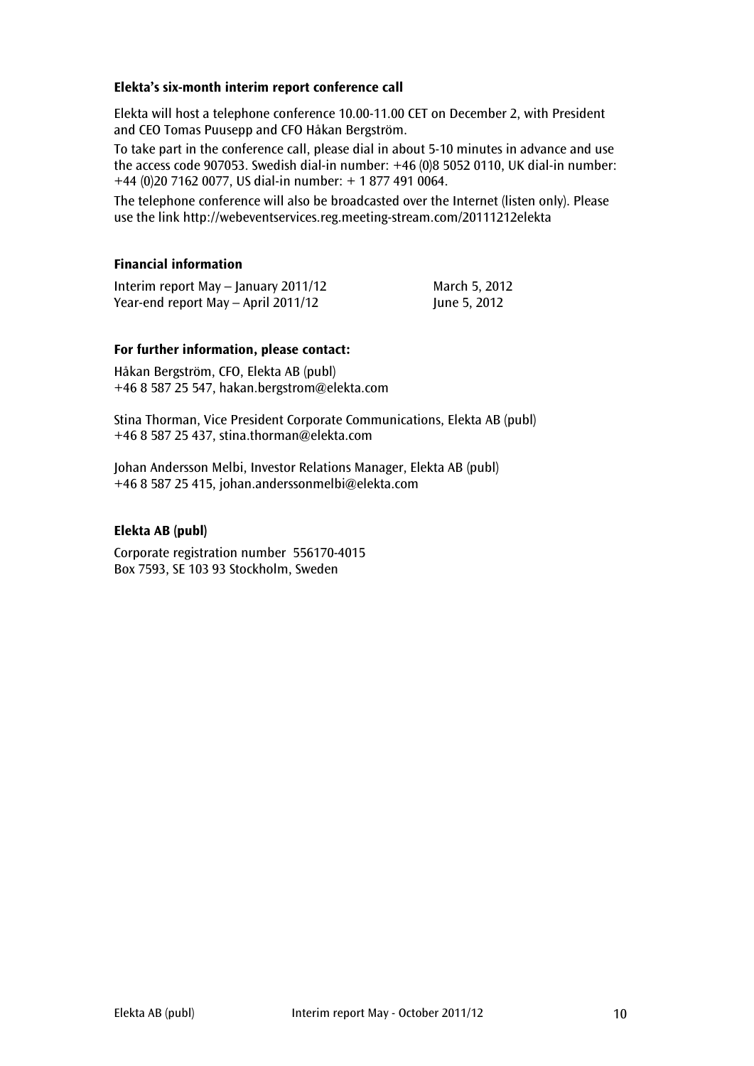### Elekta's six-month interim report conference call

Elekta will host a telephone conference 10.00-11.00 CET on December 2, with President and CEO Tomas Puusepp and CFO Håkan Bergström.

To take part in the conference call, please dial in about 5-10 minutes in advance and use the access code 907053. Swedish dial-in number: +46 (0)8 5052 0110, UK dial-in number: +44 (0)20 7162 0077, US dial-in number: + 1 877 491 0064.

The telephone conference will also be broadcasted over the Internet (listen only). Please use the link http://webeventservices.reg.meeting-stream.com/20111212elekta

### Financial information

| | |
|---|---|
| Interim report May – January 2011/12 | March 5, 2012 |
| Year-end report May – April 2011/12 | June 5, 2012 |

### For further information, please contact:

Håkan Bergström, CFO, Elekta AB (publ)
+46 8 587 25 547, hakan.bergstrom@elekta.com

Stina Thorman, Vice President Corporate Communications, Elekta AB (publ)
+46 8 587 25 437, stina.thorman@elekta.com

Johan Andersson Melbi, Investor Relations Manager, Elekta AB (publ)
+46 8 587 25 415, johan.anderssonmelbi@elekta.com

### Elekta AB (publ)

Corporate registration number 556170-4015
Box 7593, SE 103 93 Stockholm, Sweden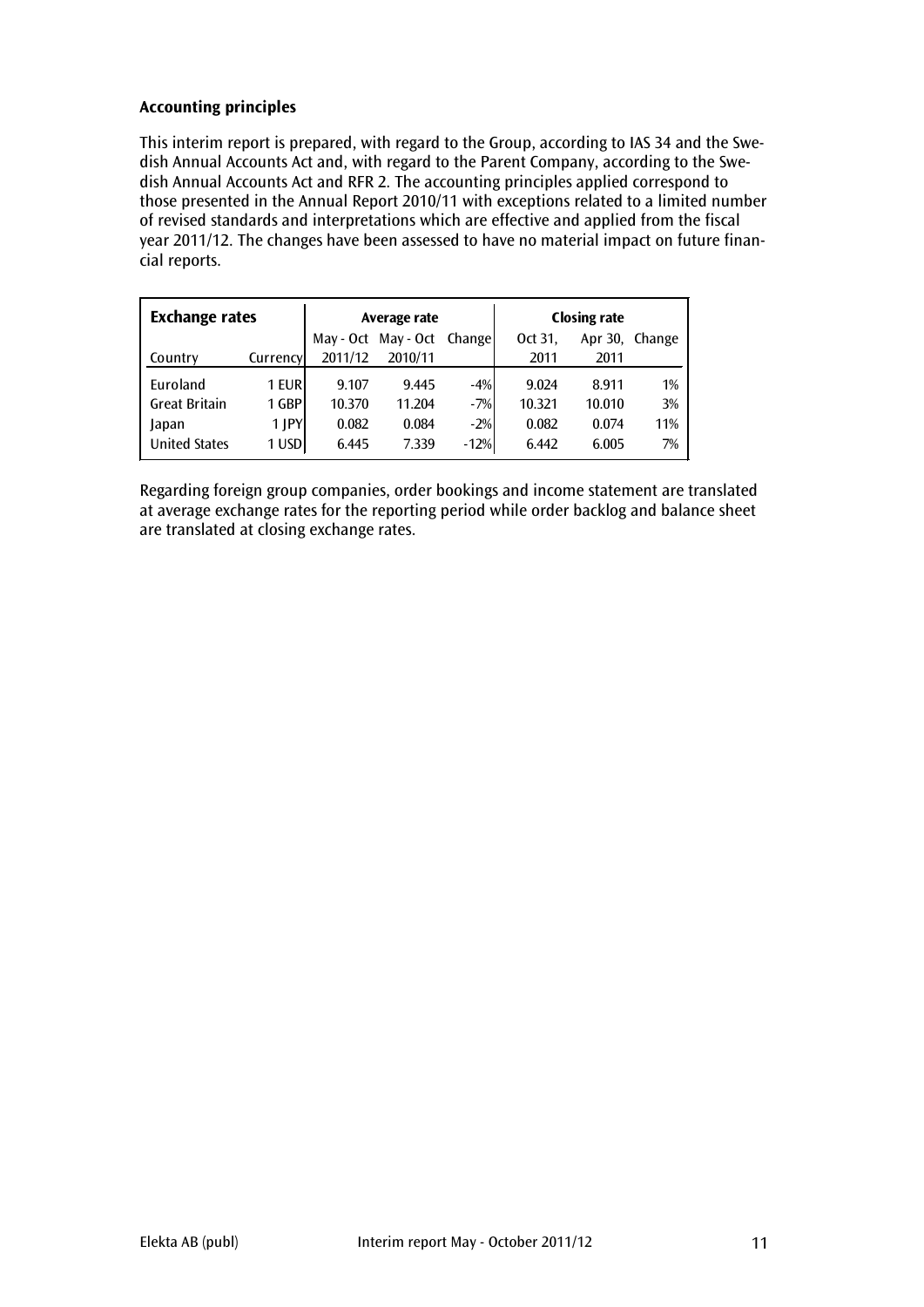**Accounting principles**

This interim report is prepared, with regard to the Group, according to IAS 34 and the Swedish Annual Accounts Act and, with regard to the Parent Company, according to the Swedish Annual Accounts Act and RFR 2. The accounting principles applied correspond to those presented in the Annual Report 2010/11 with exceptions related to a limited number of revised standards and interpretations which are effective and applied from the fiscal year 2011/12. The changes have been assessed to have no material impact on future financial reports.

| **Exchange rates** | | Average rate | | | Closing rate | | |
|---|---|---|---|---|---|---|---|
| | | May - Oct | May - Oct | Change | Oct 31, | Apr 30, | Change |
| Country | Currency | 2011/12 | 2010/11 | | 2011 | 2011 | |
| Euroland | 1 EUR | 9.107 | 9.445 | -4% | 9.024 | 8.911 | 1% |
| Great Britain | 1 GBP | 10.370 | 11.204 | -7% | 10.321 | 10.010 | 3% |
| Japan | 1 JPY | 0.082 | 0.084 | -2% | 0.082 | 0.074 | 11% |
| United States | 1 USD | 6.445 | 7.339 | -12% | 6.442 | 6.005 | 7% |

Regarding foreign group companies, order bookings and income statement are translated at average exchange rates for the reporting period while order backlog and balance sheet are translated at closing exchange rates.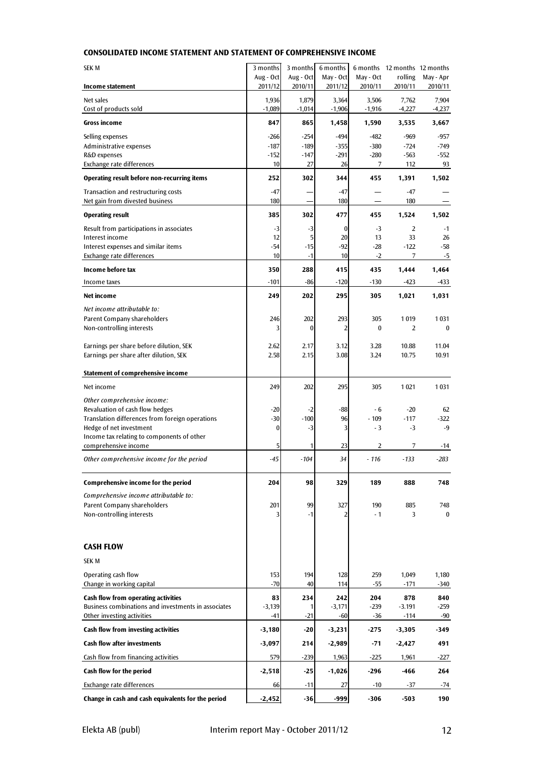## CONSOLIDATED INCOME STATEMENT AND STATEMENT OF COMPREHENSIVE INCOME

| SEK M<br>**Income statement** | 3 months Aug - Oct 2011/12 | 3 months Aug - Oct 2010/11 | 6 months May - Oct 2011/12 | 6 months May - Oct 2010/11 | 12 months rolling 2010/11 | 12 months May - Apr 2010/11 |
|---|---|---|---|---|---|---|
| Net sales | 1,936 | 1,879 | 3,364 | 3,506 | 7,762 | 7,904 |
| Cost of products sold | -1,089 | -1,014 | -1,906 | -1,916 | -4,227 | -4,237 |
| **Gross income** | **847** | **865** | **1,458** | **1,590** | **3,535** | **3,667** |
| Selling expenses | -266 | -254 | -494 | -482 | -969 | -957 |
| Administrative expenses | -187 | -189 | -355 | -380 | -724 | -749 |
| R&D expenses | -152 | -147 | -291 | -280 | -563 | -552 |
| Exchange rate differences | 10 | 27 | 26 | 7 | 112 | 93 |
| **Operating result before non-recurring items** | **252** | **302** | **344** | **455** | **1,391** | **1,502** |
| Transaction and restructuring costs | -47 | — | -47 | — | -47 | — |
| Net gain from divested business | 180 | — | 180 | — | 180 | — |
| **Operating result** | **385** | **302** | **477** | **455** | **1,524** | **1,502** |
| Result from participations in associates | -3 | -3 | 0 | -3 | 2 | -1 |
| Interest income | 12 | 5 | 20 | 13 | 33 | 26 |
| Interest expenses and similar items | -54 | -15 | -92 | -28 | -122 | -58 |
| Exchange rate differences | 10 | -1 | 10 | -2 | 7 | -5 |
| **Income before tax** | **350** | **288** | **415** | **435** | **1,444** | **1,464** |
| Income taxes | -101 | -86 | -120 | -130 | -423 | -433 |
| **Net income** | **249** | **202** | **295** | **305** | **1,021** | **1,031** |
| *Net income attributable to:* | | | | | | |
| Parent Company shareholders | 246 | 202 | 293 | 305 | 1 019 | 1 031 |
| Non-controlling interests | 3 | 0 | 2 | 0 | 2 | 0 |
| Earnings per share before dilution, SEK | 2.62 | 2.17 | 3.12 | 3.28 | 10.88 | 11.04 |
| Earnings per share after dilution, SEK | 2.58 | 2.15 | 3.08 | 3.24 | 10.75 | 10.91 |
| **Statement of comprehensive income** | | | | | | |
| Net income | 249 | 202 | 295 | 305 | 1 021 | 1 031 |
| *Other comprehensive income:* | | | | | | |
| Revaluation of cash flow hedges | -20 | -2 | -88 | - 6 | -20 | 62 |
| Translation differences from foreign operations | -30 | -100 | 96 | - 109 | -117 | -322 |
| Hedge of net investment | 0 | -3 | 3 | - 3 | -3 | -9 |
| Income tax relating to components of other comprehensive income | 5 | 1 | 23 | 2 | 7 | -14 |
| *Other comprehensive income for the period* | *-45* | *-104* | *34* | *- 116* | *-133* | *-283* |
| **Comprehensive income for the period** | **204** | **98** | **329** | **189** | **888** | **748** |
| *Comprehensive income attributable to:* | | | | | | |
| Parent Company shareholders | 201 | 99 | 327 | 190 | 885 | 748 |
| Non-controlling interests | 3 | -1 | 2 | - 1 | 3 | 0 |

## CASH FLOW

| SEK M | 3 months Aug - Oct 2011/12 | 3 months Aug - Oct 2010/11 | 6 months May - Oct 2011/12 | 6 months May - Oct 2010/11 | 12 months rolling 2010/11 | 12 months May - Apr 2010/11 |
|---|---|---|---|---|---|---|
| Operating cash flow | 153 | 194 | 128 | 259 | 1,049 | 1,180 |
| Change in working capital | -70 | 40 | 114 | -55 | -171 | -340 |
| **Cash flow from operating activities** | **83** | **234** | **242** | **204** | **878** | **840** |
| Business combinations and investments in associates | -3,139 | 1 | -3,171 | -239 | -3.191 | -259 |
| Other investing activities | -41 | -21 | -60 | -36 | -114 | -90 |
| **Cash flow from investing activities** | **-3,180** | **-20** | **-3,231** | **-275** | **-3,305** | **-349** |
| **Cash flow after investments** | **-3,097** | **214** | **-2,989** | **-71** | **-2,427** | **491** |
| Cash flow from financing activities | 579 | -239 | 1,963 | -225 | 1,961 | -227 |
| **Cash flow for the period** | **-2,518** | **-25** | **-1,026** | **-296** | **-466** | **264** |
| Exchange rate differences | 66 | -11 | 27 | -10 | -37 | -74 |
| **Change in cash and cash equivalents for the period** | **-2,452** | **-36** | **-999** | **-306** | **-503** | **190** |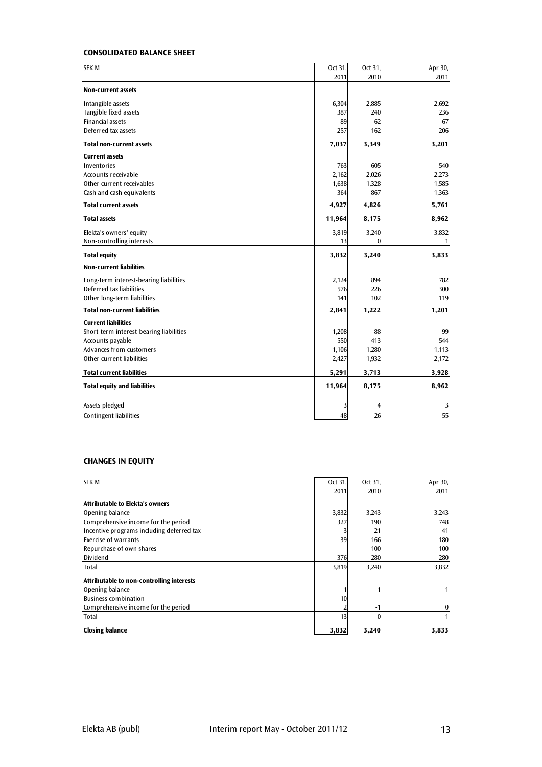### CONSOLIDATED BALANCE SHEET

| SEK M | Oct 31, 2011 | Oct 31, 2010 | Apr 30, 2011 |
|---|---|---|---|
| **Non-current assets** | | | |
| Intangible assets | 6,304 | 2,885 | 2,692 |
| Tangible fixed assets | 387 | 240 | 236 |
| Financial assets | 89 | 62 | 67 |
| Deferred tax assets | 257 | 162 | 206 |
| **Total non-current assets** | **7,037** | **3,349** | **3,201** |
| **Current assets** | | | |
| Inventories | 763 | 605 | 540 |
| Accounts receivable | 2,162 | 2,026 | 2,273 |
| Other current receivables | 1,638 | 1,328 | 1,585 |
| Cash and cash equivalents | 364 | 867 | 1,363 |
| **Total current assets** | **4,927** | **4,826** | **5,761** |
| **Total assets** | **11,964** | **8,175** | **8,962** |
| Elekta's owners' equity | 3,819 | 3,240 | 3,832 |
| Non-controlling interests | 13 | 0 | 1 |
| **Total equity** | **3,832** | **3,240** | **3,833** |
| **Non-current liabilities** | | | |
| Long-term interest-bearing liabilities | 2,124 | 894 | 782 |
| Deferred tax liabilities | 576 | 226 | 300 |
| Other long-term liabilities | 141 | 102 | 119 |
| **Total non-current liabilities** | **2,841** | **1,222** | **1,201** |
| **Current liabilities** | | | |
| Short-term interest-bearing liabilities | 1,208 | 88 | 99 |
| Accounts payable | 550 | 413 | 544 |
| Advances from customers | 1,106 | 1,280 | 1,113 |
| Other current liabilities | 2,427 | 1,932 | 2,172 |
| **Total current liabilities** | **5,291** | **3,713** | **3,928** |
| **Total equity and liabilities** | **11,964** | **8,175** | **8,962** |
| Assets pledged | 3 | 4 | 3 |
| Contingent liabilities | 48 | 26 | 55 |

### CHANGES IN EQUITY

| SEK M | Oct 31, 2011 | Oct 31, 2010 | Apr 30, 2011 |
|---|---|---|---|
| **Attributable to Elekta's owners** | | | |
| Opening balance | 3,832 | 3,243 | 3,243 |
| Comprehensive income for the period | 327 | 190 | 748 |
| Incentive programs including deferred tax | -3 | 21 | 41 |
| Exercise of warrants | 39 | 166 | 180 |
| Repurchase of own shares | — | -100 | -100 |
| Dividend | -376 | -280 | -280 |
| Total | 3,819 | 3,240 | 3,832 |
| **Attributable to non-controlling interests** | | | |
| Opening balance | 1 | 1 | 1 |
| Business combination | 10 | — | — |
| Comprehensive income for the period | 2 | -1 | 0 |
| Total | 13 | 0 | 1 |
| **Closing balance** | **3,832** | **3,240** | **3,833** |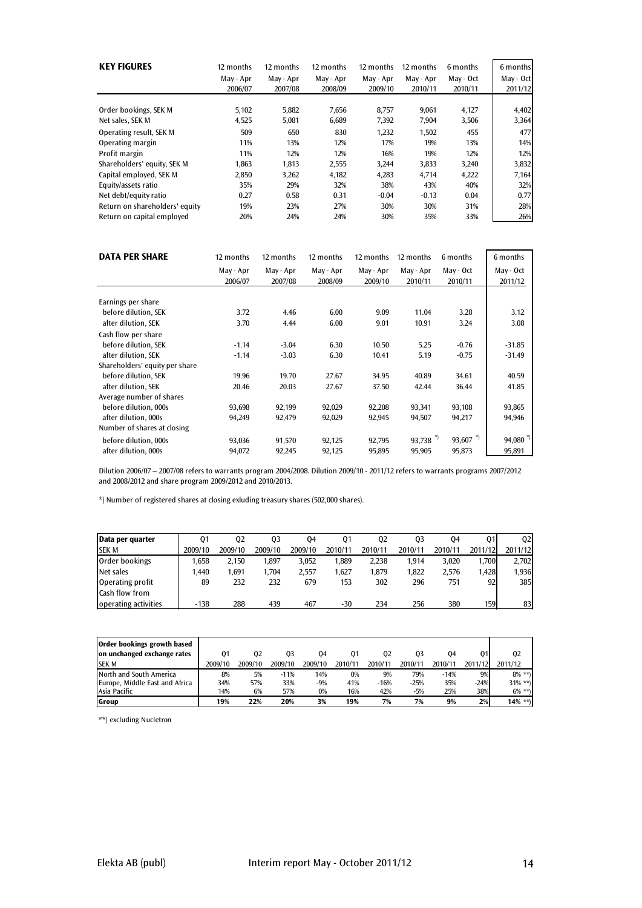| **KEY FIGURES** | 12 months May - Apr 2006/07 | 12 months May - Apr 2007/08 | 12 months May - Apr 2008/09 | 12 months May - Apr 2009/10 | 12 months May - Apr 2010/11 | 6 months May - Oct 2010/11 | 6 months May - Oct 2011/12 |
|---|---|---|---|---|---|---|---|
| Order bookings, SEK M | 5,102 | 5,882 | 7,656 | 8,757 | 9,061 | 4,127 | 4,402 |
| Net sales, SEK M | 4,525 | 5,081 | 6,689 | 7,392 | 7,904 | 3,506 | 3,364 |
| Operating result, SEK M | 509 | 650 | 830 | 1,232 | 1,502 | 455 | 477 |
| Operating margin | 11% | 13% | 12% | 17% | 19% | 13% | 14% |
| Profit margin | 11% | 12% | 12% | 16% | 19% | 12% | 12% |
| Shareholders' equity, SEK M | 1,863 | 1,813 | 2,555 | 3,244 | 3,833 | 3,240 | 3,832 |
| Capital employed, SEK M | 2,850 | 3,262 | 4,182 | 4,283 | 4,714 | 4,222 | 7,164 |
| Equity/assets ratio | 35% | 29% | 32% | 38% | 43% | 40% | 32% |
| Net debt/equity ratio | 0.27 | 0.58 | 0.31 | -0.04 | -0.13 | 0.04 | 0.77 |
| Return on shareholders' equity | 19% | 23% | 27% | 30% | 30% | 31% | 28% |
| Return on capital employed | 20% | 24% | 24% | 30% | 35% | 33% | 26% |

| **DATA PER SHARE** | 12 months May - Apr 2006/07 | 12 months May - Apr 2007/08 | 12 months May - Apr 2008/09 | 12 months May - Apr 2009/10 | 12 months May - Apr 2010/11 | 6 months May - Oct 2010/11 | 6 months May - Oct 2011/12 |
|---|---|---|---|---|---|---|---|
| Earnings per share | | | | | | | |
| before dilution, SEK | 3.72 | 4.46 | 6.00 | 9.09 | 11.04 | 3.28 | 3.12 |
| after dilution, SEK | 3.70 | 4.44 | 6.00 | 9.01 | 10.91 | 3.24 | 3.08 |
| Cash flow per share | | | | | | | |
| before dilution, SEK | -1.14 | -3.04 | 6.30 | 10.50 | 5.25 | -0.76 | -31.85 |
| after dilution, SEK | -1.14 | -3.03 | 6.30 | 10.41 | 5.19 | -0.75 | -31.49 |
| Shareholders' equity per share | | | | | | | |
| before dilution, SEK | 19.96 | 19.70 | 27.67 | 34.95 | 40.89 | 34.61 | 40.59 |
| after dilution, SEK | 20.46 | 20.03 | 27.67 | 37.50 | 42.44 | 36.44 | 41.85 |
| Average number of shares | | | | | | | |
| before dilution, 000s | 93,698 | 92,199 | 92,029 | 92,208 | 93,341 | 93,108 | 93,865 |
| after dilution, 000s | 94,249 | 92,479 | 92,029 | 92,945 | 94,507 | 94,217 | 94,946 |
| Number of shares at closing | | | | | | | |
| before dilution, 000s | 93,036 | 91,570 | 92,125 | 92,795 | 93,738 *) | 93,607 *) | 94,080 *) |
| after dilution, 000s | 94,072 | 92,245 | 92,125 | 95,895 | 95,905 | 95,873 | 95,891 |

Dilution 2006/07 – 2007/08 refers to warrants program 2004/2008. Dilution 2009/10 - 2011/12 refers to warrants programs 2007/2012 and 2008/2012 and share program 2009/2012 and 2010/2013.

*) Number of registered shares at closing exluding treasury shares (502,000 shares).

| **Data per quarter** SEK M | Q1 2009/10 | Q2 2009/10 | Q3 2009/10 | Q4 2009/10 | Q1 2010/11 | Q2 2010/11 | Q3 2010/11 | Q4 2010/11 | Q1 2011/12 | Q2 2011/12 |
|---|---|---|---|---|---|---|---|---|---|---|
| Order bookings | 1,658 | 2,150 | 1,897 | 3,052 | 1,889 | 2,238 | 1,914 | 3,020 | 1,700 | 2,702 |
| Net sales | 1,440 | 1,691 | 1,704 | 2,557 | 1,627 | 1,879 | 1,822 | 2,576 | 1,428 | 1,936 |
| Operating profit | 89 | 232 | 232 | 679 | 153 | 302 | 296 | 751 | 92 | 385 |
| Cash flow from operating activities | -138 | 288 | 439 | 467 | -30 | 234 | 256 | 380 | 159 | 83 |

| **Order bookings growth based on unchanged exchange rates** SEK M | Q1 2009/10 | Q2 2009/10 | Q3 2009/10 | Q4 2009/10 | Q1 2010/11 | Q2 2010/11 | Q3 2010/11 | Q4 2010/11 | Q1 2011/12 | Q2 2011/12 |
|---|---|---|---|---|---|---|---|---|---|---|
| North and South America | 8% | 5% | -11% | 14% | 0% | 9% | 79% | -14% | 9% | 8% **) |
| Europe, Middle East and Africa | 34% | 57% | 33% | -9% | 41% | -16% | -25% | 35% | -24% | 31% **) |
| Asia Pacific | 14% | 6% | 57% | 0% | 16% | 42% | -5% | 25% | 38% | 6% **) |
| **Group** | **19%** | **22%** | **20%** | **3%** | **19%** | **7%** | **7%** | **9%** | **2%** | **14% \*\*)** |

**) excluding Nucletron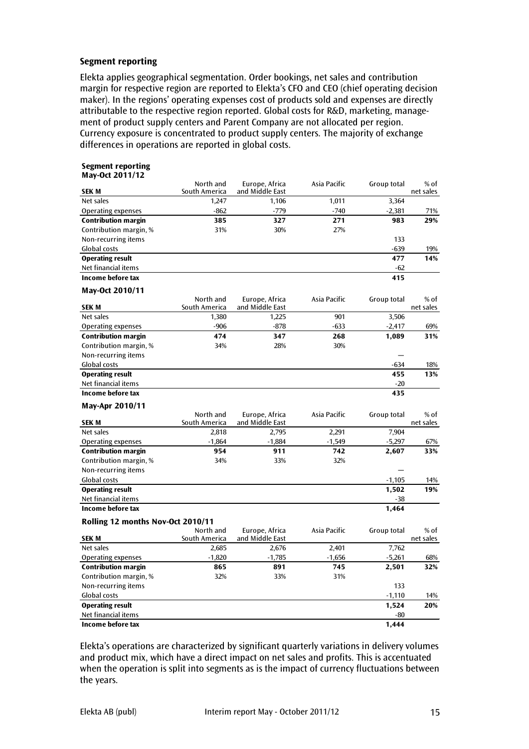## Segment reporting

Elekta applies geographical segmentation. Order bookings, net sales and contribution margin for respective region are reported to Elekta's CFO and CEO (chief operating decision maker). In the regions' operating expenses cost of products sold and expenses are directly attributable to the respective region reported. Global costs for R&D, marketing, management of product supply centers and Parent Company are not allocated per region. Currency exposure is concentrated to product supply centers. The majority of exchange differences in operations are reported in global costs.

**Segment reporting**

**May-Oct 2011/12**

| SEK M | North and South America | Europe, Africa and Middle East | Asia Pacific | Group total | % of net sales |
|---|---|---|---|---|---|
| Net sales | 1,247 | 1,106 | 1,011 | 3,364 | |
| Operating expenses | -862 | -779 | -740 | -2,381 | 71% |
| **Contribution margin** | **385** | **327** | **271** | **983** | **29%** |
| Contribution margin, % | 31% | 30% | 27% | | |
| Non-recurring items | | | | 133 | |
| Global costs | | | | -639 | 19% |
| **Operating result** | | | | **477** | **14%** |
| Net financial items | | | | -62 | |
| **Income before tax** | | | | **415** | |

**May-Oct 2010/11**

| SEK M | North and South America | Europe, Africa and Middle East | Asia Pacific | Group total | % of net sales |
|---|---|---|---|---|---|
| Net sales | 1,380 | 1,225 | 901 | 3,506 | |
| Operating expenses | -906 | -878 | -633 | -2,417 | 69% |
| **Contribution margin** | **474** | **347** | **268** | **1,089** | **31%** |
| Contribution margin, % | 34% | 28% | 30% | | |
| Non-recurring items | | | | — | |
| Global costs | | | | -634 | 18% |
| **Operating result** | | | | **455** | **13%** |
| Net financial items | | | | -20 | |
| **Income before tax** | | | | **435** | |

**May-Apr 2010/11**

| SEK M | North and South America | Europe, Africa and Middle East | Asia Pacific | Group total | % of net sales |
|---|---|---|---|---|---|
| Net sales | 2,818 | 2,795 | 2,291 | 7,904 | |
| Operating expenses | -1,864 | -1,884 | -1,549 | -5,297 | 67% |
| **Contribution margin** | **954** | **911** | **742** | **2,607** | **33%** |
| Contribution margin, % | 34% | 33% | 32% | | |
| Non-recurring items | | | | — | |
| Global costs | | | | -1,105 | 14% |
| **Operating result** | | | | **1,502** | **19%** |
| Net financial items | | | | -38 | |
| **Income before tax** | | | | **1,464** | |

**Rolling 12 months Nov-Oct 2010/11**

| SEK M | North and South America | Europe, Africa and Middle East | Asia Pacific | Group total | % of net sales |
|---|---|---|---|---|---|
| Net sales | 2,685 | 2,676 | 2,401 | 7,762 | |
| Operating expenses | -1,820 | -1,785 | -1,656 | -5,261 | 68% |
| **Contribution margin** | **865** | **891** | **745** | **2,501** | **32%** |
| Contribution margin, % | 32% | 33% | 31% | | |
| Non-recurring items | | | | 133 | |
| Global costs | | | | -1,110 | 14% |
| **Operating result** | | | | **1,524** | **20%** |
| Net financial items | | | | -80 | |
| **Income before tax** | | | | **1,444** | |

Elekta's operations are characterized by significant quarterly variations in delivery volumes and product mix, which have a direct impact on net sales and profits. This is accentuated when the operation is split into segments as is the impact of currency fluctuations between the years.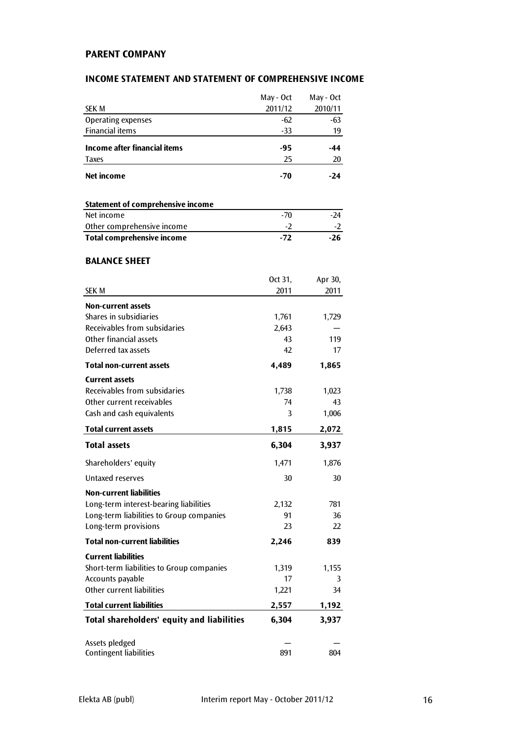## PARENT COMPANY

### INCOME STATEMENT AND STATEMENT OF COMPREHENSIVE INCOME

| SEK M | May - Oct 2011/12 | May - Oct 2010/11 |
|---|---|---|
| Operating expenses | -62 | -63 |
| Financial items | -33 | 19 |
| **Income after financial items** | **-95** | **-44** |
| Taxes | 25 | 20 |
| **Net income** | **-70** | **-24** |

| **Statement of comprehensive income** | | |
|---|---|---|
| Net income | -70 | -24 |
| Other comprehensive income | -2 | -2 |
| **Total comprehensive income** | **-72** | **-26** |

### BALANCE SHEET

| SEK M | Oct 31, 2011 | Apr 30, 2011 |
|---|---|---|
| **Non-current assets** | | |
| Shares in subsidiaries | 1,761 | 1,729 |
| Receivables from subsidaries | 2,643 | — |
| Other financial assets | 43 | 119 |
| Deferred tax assets | 42 | 17 |
| **Total non-current assets** | **4,489** | **1,865** |
| **Current assets** | | |
| Receivables from subsidaries | 1,738 | 1,023 |
| Other current receivables | 74 | 43 |
| Cash and cash equivalents | 3 | 1,006 |
| **Total current assets** | **1,815** | **2,072** |
| **Total assets** | **6,304** | **3,937** |
| Shareholders' equity | 1,471 | 1,876 |
| Untaxed reserves | 30 | 30 |
| **Non-current liabilities** | | |
| Long-term interest-bearing liabilities | 2,132 | 781 |
| Long-term liabilities to Group companies | 91 | 36 |
| Long-term provisions | 23 | 22 |
| **Total non-current liabilities** | **2,246** | **839** |
| **Current liabilities** | | |
| Short-term liabilities to Group companies | 1,319 | 1,155 |
| Accounts payable | 17 | 3 |
| Other current liabilities | 1,221 | 34 |
| **Total current liabilities** | **2,557** | **1,192** |
| **Total shareholders' equity and liabilities** | **6,304** | **3,937** |
| | | |
| Assets pledged | — | — |
| Contingent liabilities | 891 | 804 |